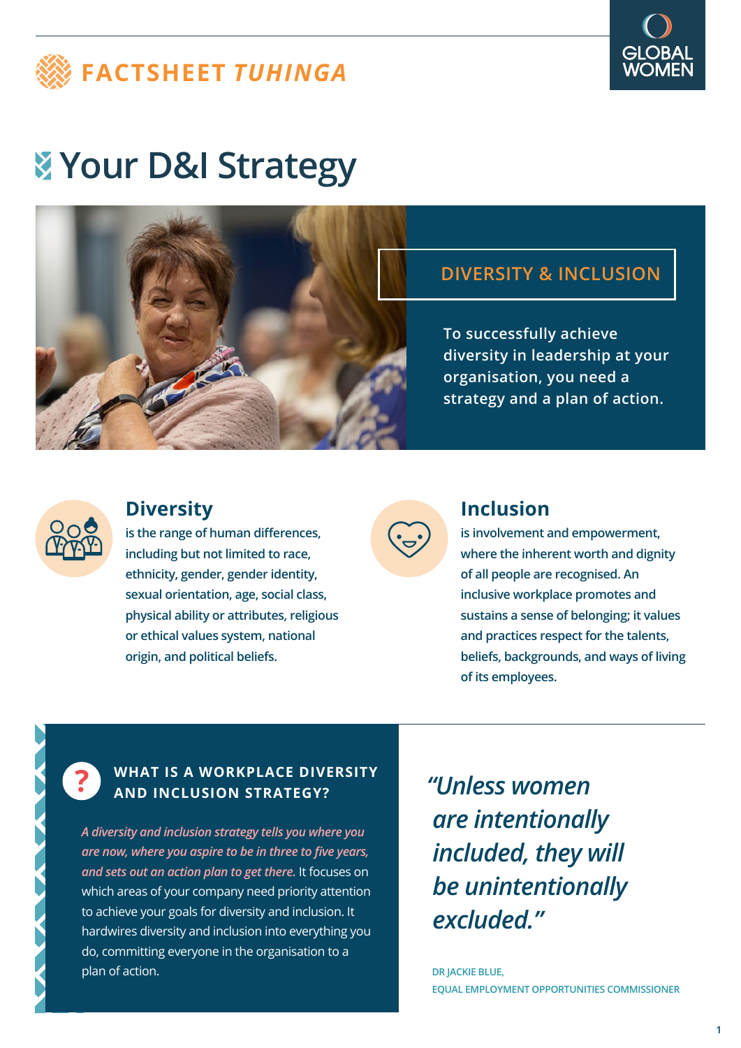FACTSHEET *TUHINGA*

GLOBAL WOMEN

# Your D&I Strategy

## DIVERSITY & INCLUSION

To successfully achieve diversity in leadership at your organisation, you need a strategy and a plan of action.

### Diversity

is the range of human differences, including but not limited to race, ethnicity, gender, gender identity, sexual orientation, age, social class, physical ability or attributes, religious or ethical values system, national origin, and political beliefs.

### Inclusion

is involvement and empowerment, where the inherent worth and dignity of all people are recognised. An inclusive workplace promotes and sustains a sense of belonging; it values and practices respect for the talents, beliefs, backgrounds, and ways of living of its employees.

### WHAT IS A WORKPLACE DIVERSITY AND INCLUSION STRATEGY?

*A diversity and inclusion strategy tells you where you are now, where you aspire to be in three to five years, and sets out an action plan to get there.* It focuses on which areas of your company need priority attention to achieve your goals for diversity and inclusion. It hardwires diversity and inclusion into everything you do, committing everyone in the organisation to a plan of action.

> *"Unless women are intentionally included, they will be unintentionally excluded."*
>
> DR JACKIE BLUE,
> EQUAL EMPLOYMENT OPPORTUNITIES COMMISSIONER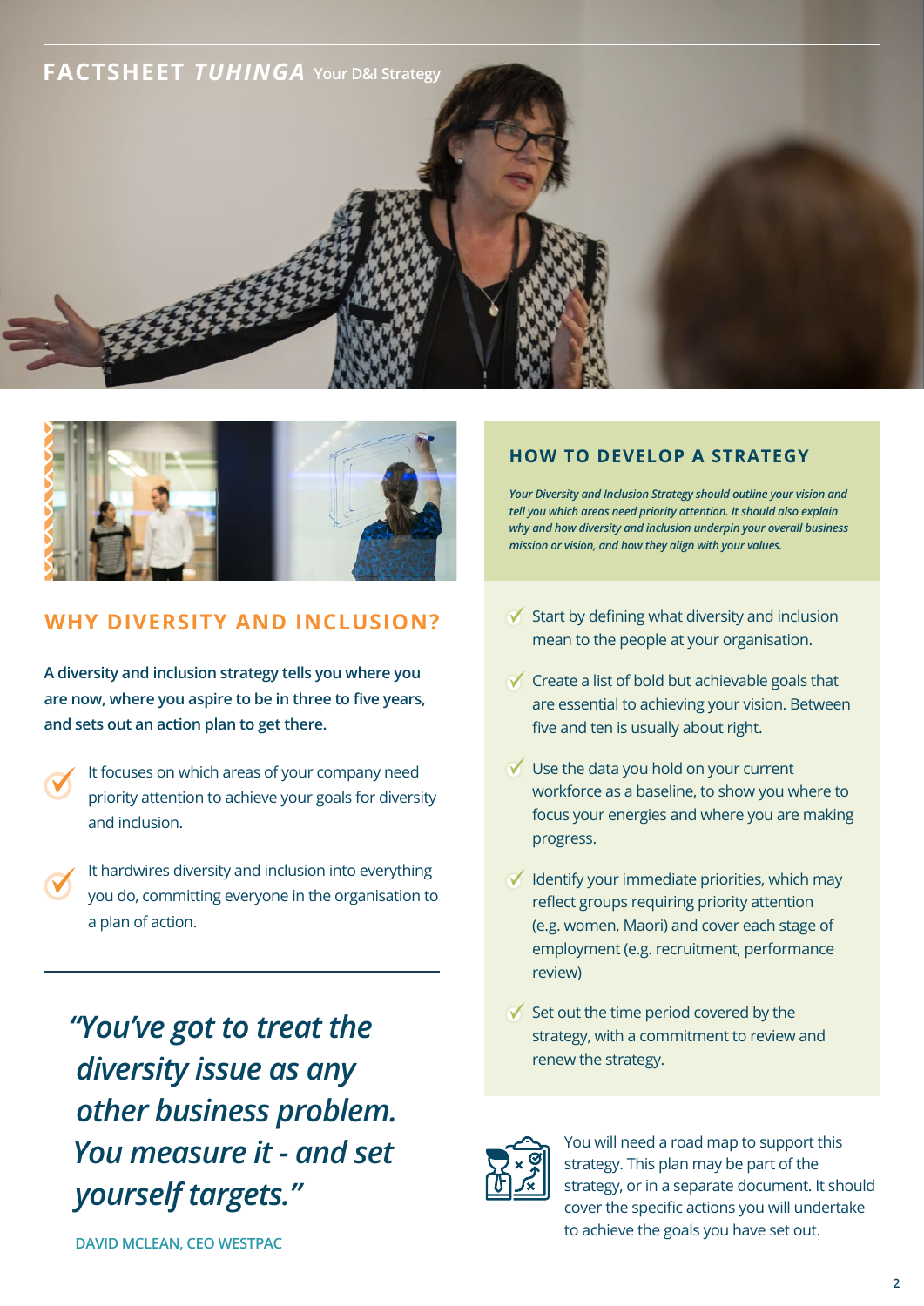FACTSHEET *TUHINGA* Your D&I Strategy

## WHY DIVERSITY AND INCLUSION?

**A diversity and inclusion strategy tells you where you are now, where you aspire to be in three to five years, and sets out an action plan to get there.**

- It focuses on which areas of your company need priority attention to achieve your goals for diversity and inclusion.
- It hardwires diversity and inclusion into everything you do, committing everyone in the organisation to a plan of action.

> *"You've got to treat the diversity issue as any other business problem. You measure it - and set yourself targets."*
>
> DAVID MCLEAN, CEO WESTPAC

## HOW TO DEVELOP A STRATEGY

*Your Diversity and Inclusion Strategy should outline your vision and tell you which areas need priority attention. It should also explain why and how diversity and inclusion underpin your overall business mission or vision, and how they align with your values.*

- Start by defining what diversity and inclusion mean to the people at your organisation.
- Create a list of bold but achievable goals that are essential to achieving your vision. Between five and ten is usually about right.
- Use the data you hold on your current workforce as a baseline, to show you where to focus your energies and where you are making progress.
- Identify your immediate priorities, which may reflect groups requiring priority attention (e.g. women, Maori) and cover each stage of employment (e.g. recruitment, performance review)
- Set out the time period covered by the strategy, with a commitment to review and renew the strategy.

You will need a road map to support this strategy. This plan may be part of the strategy, or in a separate document. It should cover the specific actions you will undertake to achieve the goals you have set out.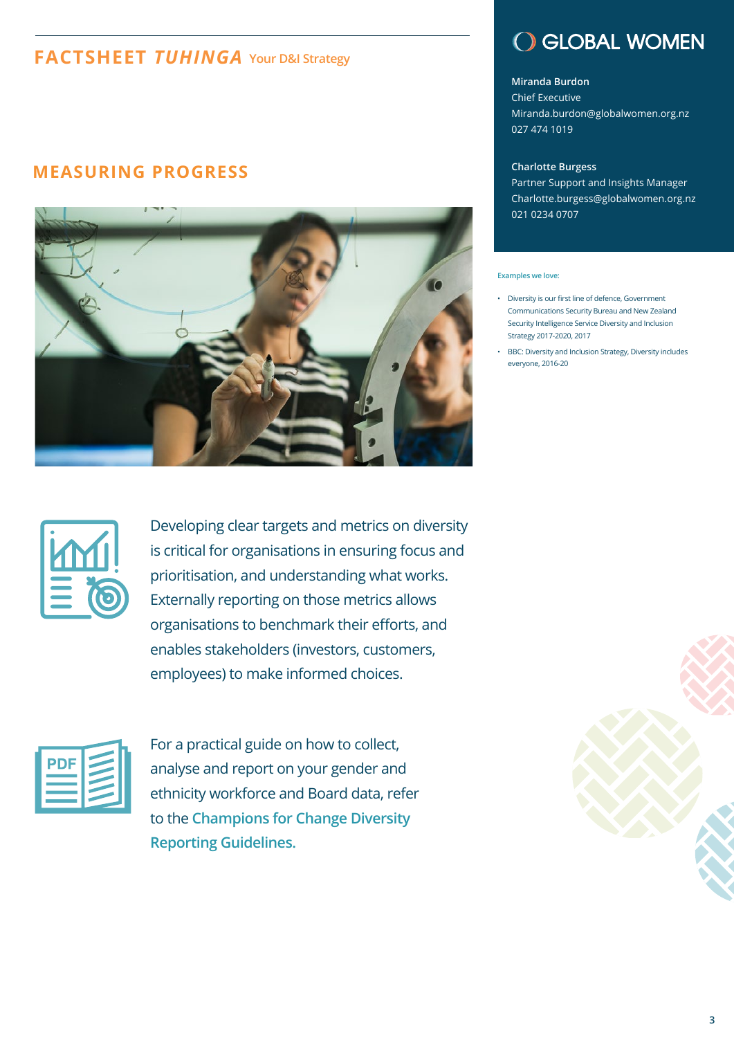FACTSHEET *TUHINGA* Your D&I Strategy

## MEASURING PROGRESS

Developing clear targets and metrics on diversity is critical for organisations in ensuring focus and prioritisation, and understanding what works. Externally reporting on those metrics allows organisations to benchmark their efforts, and enables stakeholders (investors, customers, employees) to make informed choices.

For a practical guide on how to collect, analyse and report on your gender and ethnicity workforce and Board data, refer to the **Champions for Change Diversity Reporting Guidelines.**

GLOBAL WOMEN

**Miranda Burdon**
Chief Executive
Miranda.burdon@globalwomen.org.nz
027 474 1019

**Charlotte Burgess**
Partner Support and Insights Manager
Charlotte.burgess@globalwomen.org.nz
021 0234 0707

Examples we love:

- Diversity is our first line of defence, Government Communications Security Bureau and New Zealand Security Intelligence Service Diversity and Inclusion Strategy 2017-2020, 2017
- BBC: Diversity and Inclusion Strategy, Diversity includes everyone, 2016-20